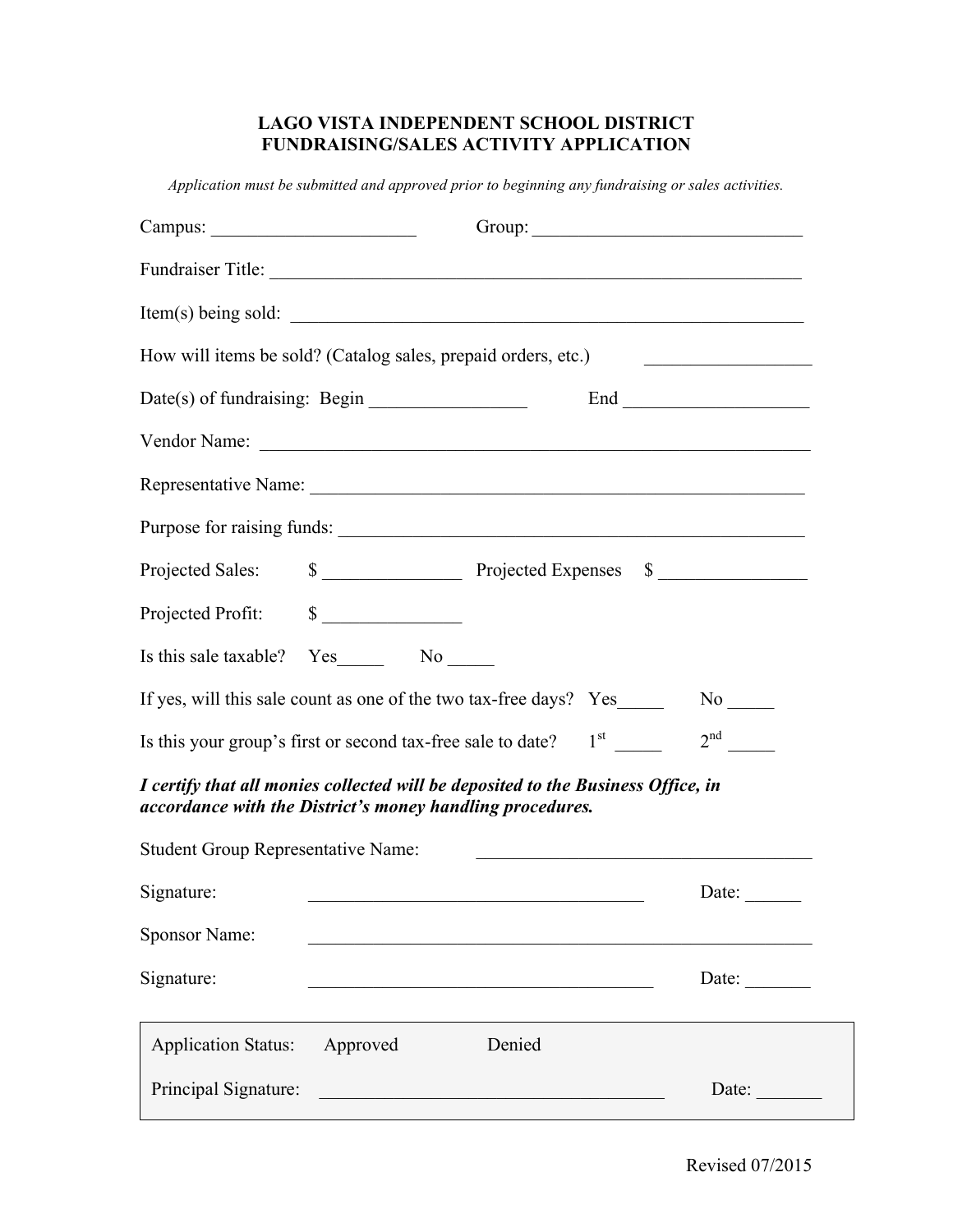# LAGO VISTA INDEPENDENT SCHOOL DISTRICT
# FUNDRAISING/SALES ACTIVITY APPLICATION

*Application must be submitted and approved prior to beginning any fundraising or sales activities.*

Campus: ______________________ Group: ______________________________

Fundraiser Title: ___________________________________________________________

Item(s) being sold: __________________________________________________________

How will items be sold? (Catalog sales, prepaid orders, etc.) __________________

Date(s) of fundraising: Begin _________________ End ____________________

Vendor Name: ______________________________________________________________

Representative Name: ________________________________________________________

Purpose for raising funds: ____________________________________________________

Projected Sales: $ _______________ Projected Expenses $ ________________

Projected Profit: $ _______________

Is this sale taxable? Yes_____ No _____

If yes, will this sale count as one of the two tax-free days? Yes_____ No _____

Is this your group's first or second tax-free sale to date? 1st _____ 2nd _____

***I certify that all monies collected will be deposited to the Business Office, in accordance with the District's money handling procedures.***

Student Group Representative Name: _____________________________________

Signature: _____________________________________ Date: ______

Sponsor Name: _________________________________________________________

Signature: ______________________________________ Date: _______

| Application Status: | Approved | Denied |
|---|---|---|
| Principal Signature: _____________________________________ | | Date: _______ |

Revised 07/2015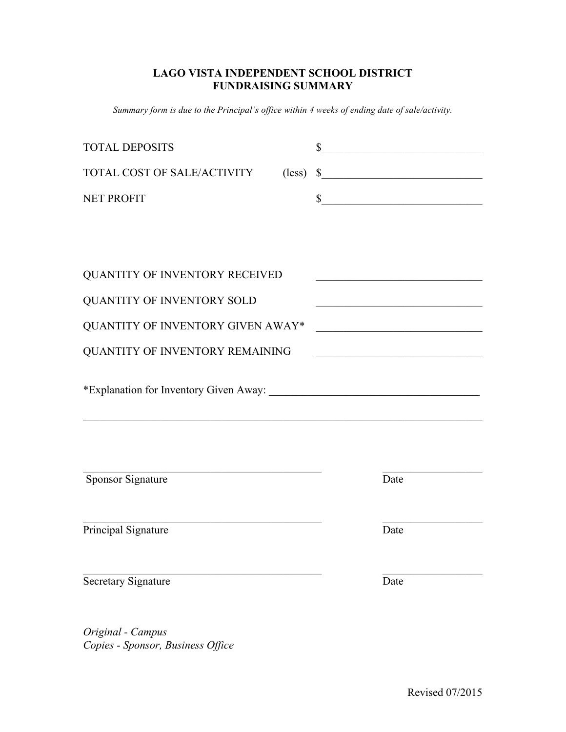# LAGO VISTA INDEPENDENT SCHOOL DISTRICT
## FUNDRAISING SUMMARY

*Summary form is due to the Principal's office within 4 weeks of ending date of sale/activity.*

TOTAL DEPOSITS $______________________________

TOTAL COST OF SALE/ACTIVITY (less) $______________________________

NET PROFIT $______________________________

QUANTITY OF INVENTORY RECEIVED ______________________________

QUANTITY OF INVENTORY SOLD ______________________________

QUANTITY OF INVENTORY GIVEN AWAY* ______________________________

QUANTITY OF INVENTORY REMAINING ______________________________

*Explanation for Inventory Given Away: ________________________________________

________________________________________________________________________

_____________________________________________ __________________
Sponsor Signature Date

_____________________________________________ __________________
Principal Signature Date

_____________________________________________ __________________
Secretary Signature Date

*Original - Campus*
*Copies - Sponsor, Business Office*

Revised 07/2015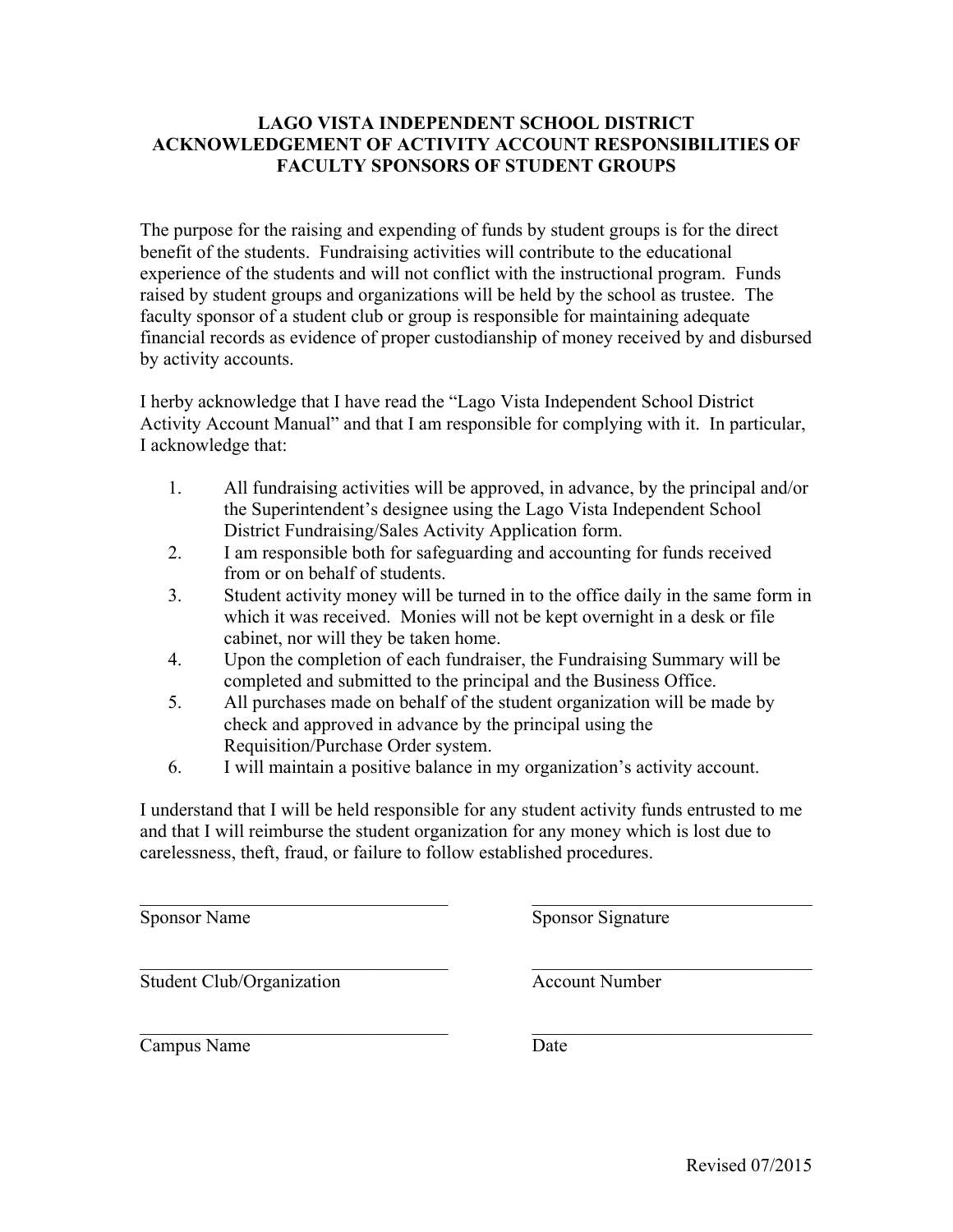# LAGO VISTA INDEPENDENT SCHOOL DISTRICT
# ACKNOWLEDGEMENT OF ACTIVITY ACCOUNT RESPONSIBILITIES OF FACULTY SPONSORS OF STUDENT GROUPS

The purpose for the raising and expending of funds by student groups is for the direct benefit of the students. Fundraising activities will contribute to the educational experience of the students and will not conflict with the instructional program. Funds raised by student groups and organizations will be held by the school as trustee. The faculty sponsor of a student club or group is responsible for maintaining adequate financial records as evidence of proper custodianship of money received by and disbursed by activity accounts.

I herby acknowledge that I have read the "Lago Vista Independent School District Activity Account Manual" and that I am responsible for complying with it. In particular, I acknowledge that:

1. All fundraising activities will be approved, in advance, by the principal and/or the Superintendent's designee using the Lago Vista Independent School District Fundraising/Sales Activity Application form.
2. I am responsible both for safeguarding and accounting for funds received from or on behalf of students.
3. Student activity money will be turned in to the office daily in the same form in which it was received. Monies will not be kept overnight in a desk or file cabinet, nor will they be taken home.
4. Upon the completion of each fundraiser, the Fundraising Summary will be completed and submitted to the principal and the Business Office.
5. All purchases made on behalf of the student organization will be made by check and approved in advance by the principal using the Requisition/Purchase Order system.
6. I will maintain a positive balance in my organization's activity account.

I understand that I will be held responsible for any student activity funds entrusted to me and that I will reimburse the student organization for any money which is lost due to carelessness, theft, fraud, or failure to follow established procedures.

| | |
|---|---|
| ______________________________ | ______________________________ |
| Sponsor Name | Sponsor Signature |
| ______________________________ | ______________________________ |
| Student Club/Organization | Account Number |
| ______________________________ | ______________________________ |
| Campus Name | Date |

Revised 07/2015